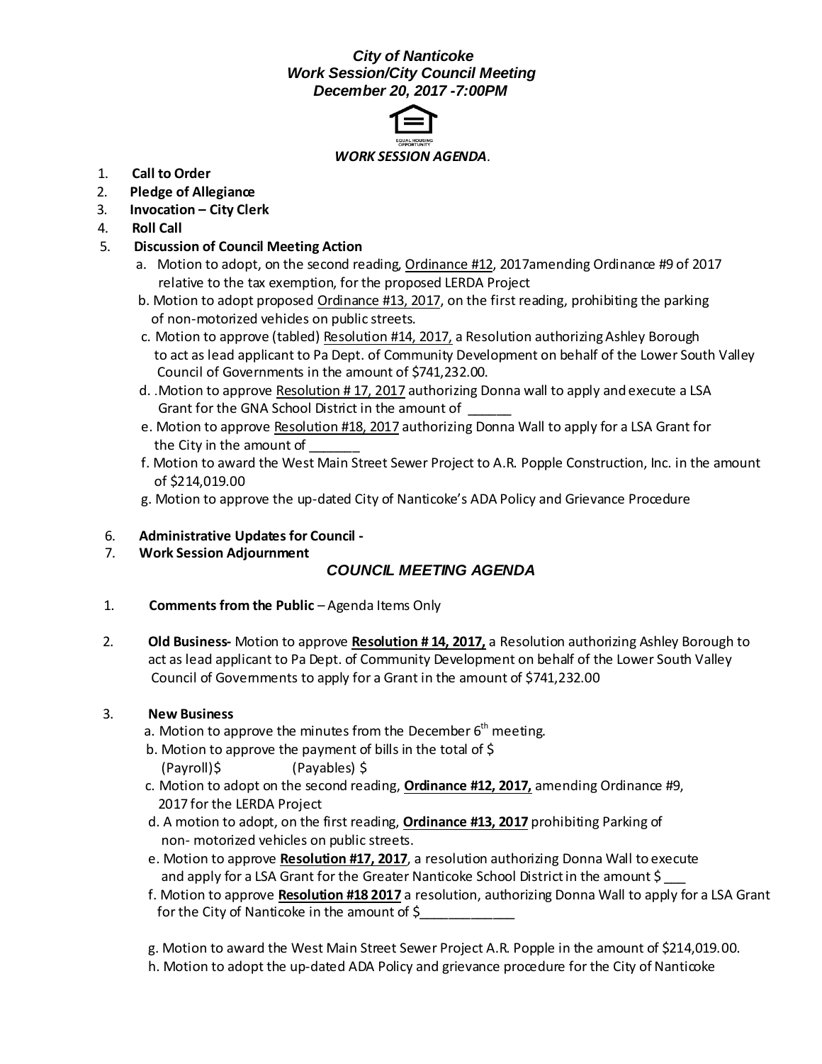***City of Nanticoke***
***Work Session/City Council Meeting***
***December 20, 2017 -7:00PM***

EQUAL HOUSING OPPORTUNITY

***WORK SESSION AGENDA***.

1. **Call to Order**
2. **Pledge of Allegiance**
3. **Invocation – City Clerk**
4. **Roll Call**
5. **Discussion of Council Meeting Action**
   a. Motion to adopt, on the second reading, Ordinance #12, 2017amending Ordinance #9 of 2017 relative to the tax exemption, for the proposed LERDA Project
   b. Motion to adopt proposed Ordinance #13, 2017, on the first reading, prohibiting the parking of non-motorized vehicles on public streets.
   c. Motion to approve (tabled) Resolution #14, 2017, a Resolution authorizing Ashley Borough to act as lead applicant to Pa Dept. of Community Development on behalf of the Lower South Valley Council of Governments in the amount of $741,232.00.
   d. .Motion to approve Resolution # 17, 2017 authorizing Donna wall to apply and execute a LSA Grant for the GNA School District in the amount of ______
   e. Motion to approve Resolution #18, 2017 authorizing Donna Wall to apply for a LSA Grant for the City in the amount of _______
   f. Motion to award the West Main Street Sewer Project to A.R. Popple Construction, Inc. in the amount of $214,019.00
   g. Motion to approve the up-dated City of Nanticoke's ADA Policy and Grievance Procedure
6. **Administrative Updates for Council -**
7. **Work Session Adjournment**

***COUNCIL MEETING AGENDA***

1. **Comments from the Public** – Agenda Items Only

2. **Old Business-** Motion to approve **Resolution # 14, 2017,** a Resolution authorizing Ashley Borough to act as lead applicant to Pa Dept. of Community Development on behalf of the Lower South Valley Council of Governments to apply for a Grant in the amount of $741,232.00

3. **New Business**
   a. Motion to approve the minutes from the December 6th meeting.
   b. Motion to approve the payment of bills in the total of $
      (Payroll)$ (Payables) $
   c. Motion to adopt on the second reading, **Ordinance #12, 2017,** amending Ordinance #9, 2017 for the LERDA Project
   d. A motion to adopt, on the first reading, **Ordinance #13, 2017** prohibiting Parking of non- motorized vehicles on public streets.
   e. Motion to approve **Resolution #17, 2017**, a resolution authorizing Donna Wall to execute and apply for a LSA Grant for the Greater Nanticoke School District in the amount $ ___
   f. Motion to approve **Resolution #18 2017** a resolution, authorizing Donna Wall to apply for a LSA Grant for the City of Nanticoke in the amount of $_____________
   g. Motion to award the West Main Street Sewer Project A.R. Popple in the amount of $214,019.00.
   h. Motion to adopt the up-dated ADA Policy and grievance procedure for the City of Nanticoke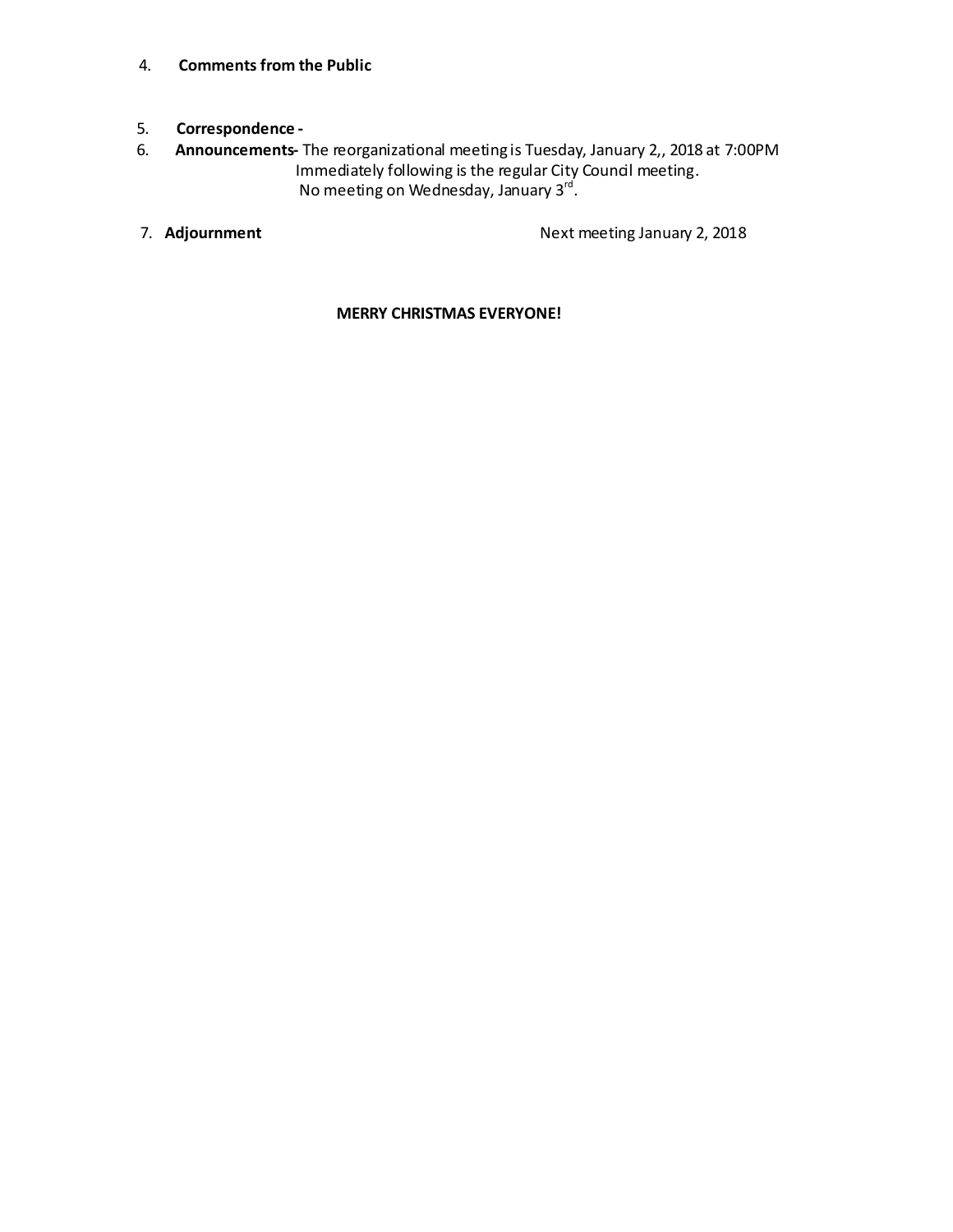4. **Comments from the Public**

5. **Correspondence -**
6. **Announcements-** The reorganizational meeting is Tuesday, January 2,, 2018 at 7:00PM
   Immediately following is the regular City Council meeting.
   No meeting on Wednesday, January 3rd.

7. **Adjournment** Next meeting January 2, 2018

**MERRY CHRISTMAS EVERYONE!**